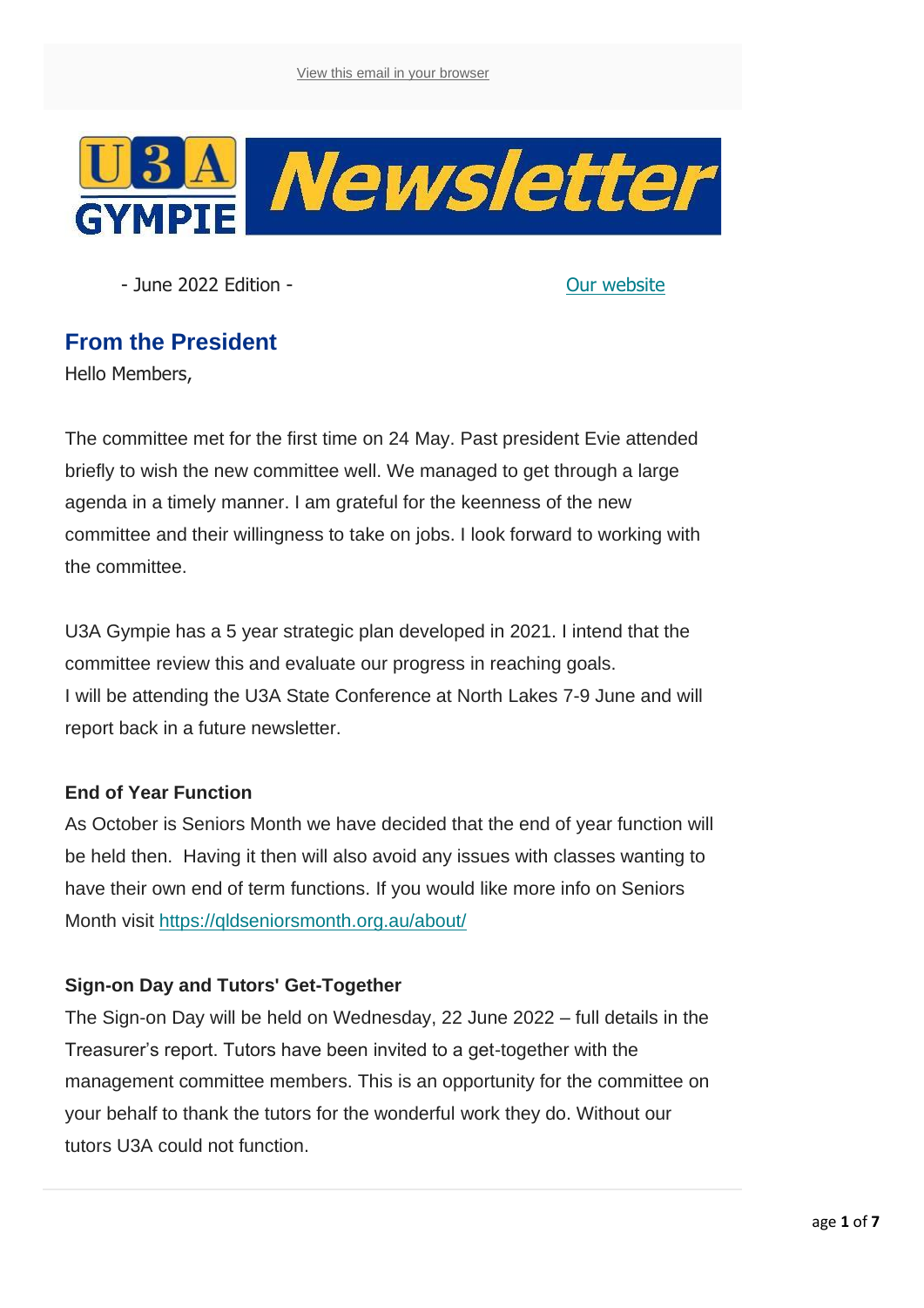View this email in your browser

# U3A GYMPIE Newsletter

- June 2022 Edition - [Our website]

## From the President

Hello Members,

The committee met for the first time on 24 May. Past president Evie attended briefly to wish the new committee well. We managed to get through a large agenda in a timely manner. I am grateful for the keenness of the new committee and their willingness to take on jobs. I look forward to working with the committee.

U3A Gympie has a 5 year strategic plan developed in 2021. I intend that the committee review this and evaluate our progress in reaching goals.
I will be attending the U3A State Conference at North Lakes 7-9 June and will report back in a future newsletter.

### End of Year Function

As October is Seniors Month we have decided that the end of year function will be held then. Having it then will also avoid any issues with classes wanting to have their own end of term functions. If you would like more info on Seniors Month visit https://qldseniorsmonth.org.au/about/

### Sign-on Day and Tutors' Get-Together

The Sign-on Day will be held on Wednesday, 22 June 2022 – full details in the Treasurer's report. Tutors have been invited to a get-together with the management committee members. This is an opportunity for the committee on your behalf to thank the tutors for the wonderful work they do. Without our tutors U3A could not function.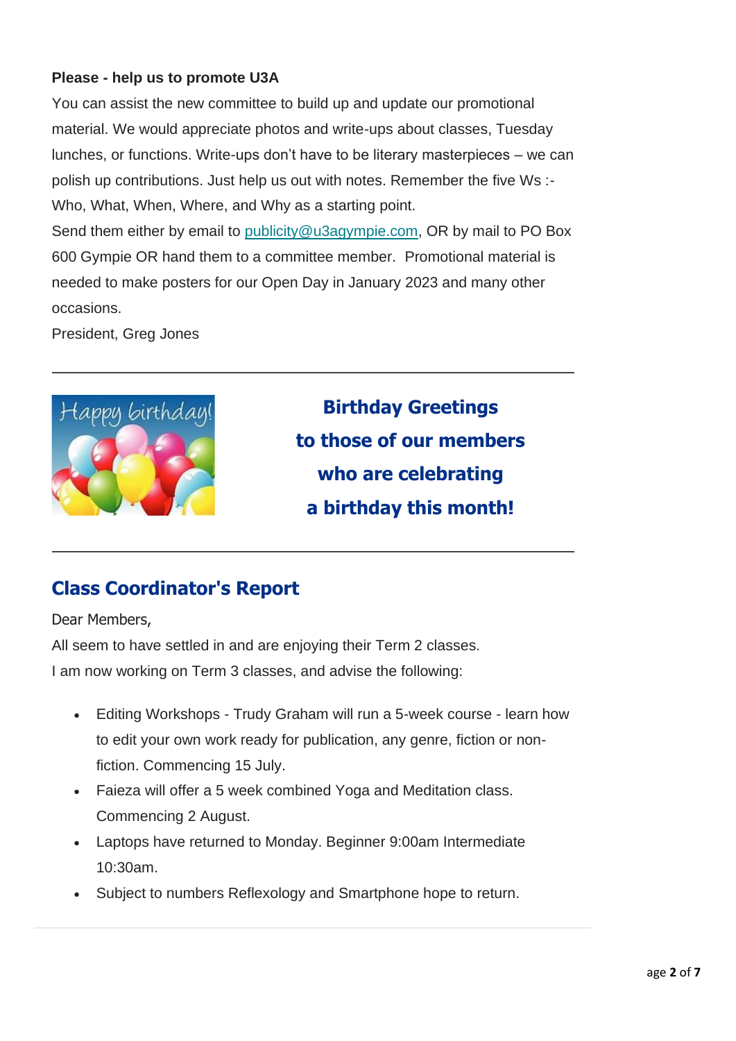**Please - help us to promote U3A**

You can assist the new committee to build up and update our promotional material. We would appreciate photos and write-ups about classes, Tuesday lunches, or functions. Write-ups don't have to be literary masterpieces – we can polish up contributions. Just help us out with notes. Remember the five Ws :- Who, What, When, Where, and Why as a starting point.

Send them either by email to publicity@u3agympie.com, OR by mail to PO Box 600 Gympie OR hand them to a committee member. Promotional material is needed to make posters for our Open Day in January 2023 and many other occasions.

President, Greg Jones

---

**Birthday Greetings**
**to those of our members**
**who are celebrating**
**a birthday this month!**

---

## Class Coordinator's Report

Dear Members,

All seem to have settled in and are enjoying their Term 2 classes.

I am now working on Term 3 classes, and advise the following:

- Editing Workshops - Trudy Graham will run a 5-week course - learn how to edit your own work ready for publication, any genre, fiction or non-fiction. Commencing 15 July.
- Faieza will offer a 5 week combined Yoga and Meditation class. Commencing 2 August.
- Laptops have returned to Monday. Beginner 9:00am Intermediate 10:30am.
- Subject to numbers Reflexology and Smartphone hope to return.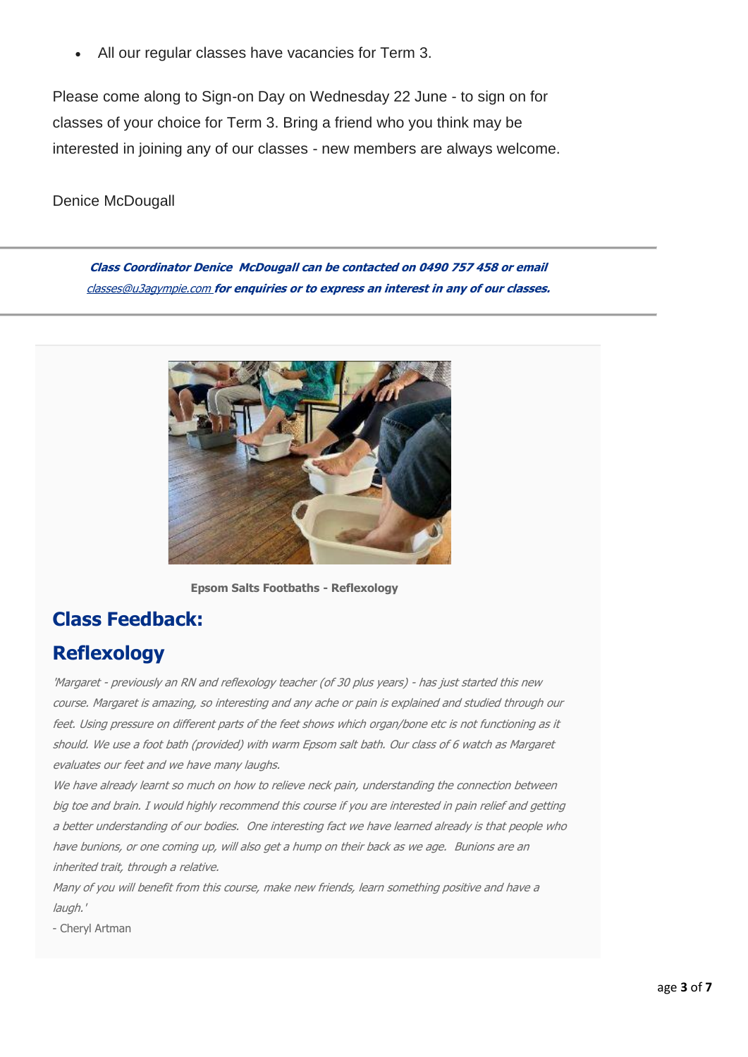- All our regular classes have vacancies for Term 3.

Please come along to Sign-on Day on Wednesday 22 June - to sign on for classes of your choice for Term 3. Bring a friend who you think may be interested in joining any of our classes - new members are always welcome.

Denice McDougall

***Class Coordinator Denice McDougall can be contacted on 0490 757 458 or email classes@u3agympie.com for enquiries or to express an interest in any of our classes.***

**Epsom Salts Footbaths - Reflexology**

## Class Feedback:

## Reflexology

*'Margaret - previously an RN and reflexology teacher (of 30 plus years) - has just started this new course. Margaret is amazing, so interesting and any ache or pain is explained and studied through our feet. Using pressure on different parts of the feet shows which organ/bone etc is not functioning as it should. We use a foot bath (provided) with warm Epsom salt bath. Our class of 6 watch as Margaret evaluates our feet and we have many laughs.*

*We have already learnt so much on how to relieve neck pain, understanding the connection between big toe and brain. I would highly recommend this course if you are interested in pain relief and getting a better understanding of our bodies. One interesting fact we have learned already is that people who have bunions, or one coming up, will also get a hump on their back as we age. Bunions are an inherited trait, through a relative.*

*Many of you will benefit from this course, make new friends, learn something positive and have a laugh.'*

- Cheryl Artman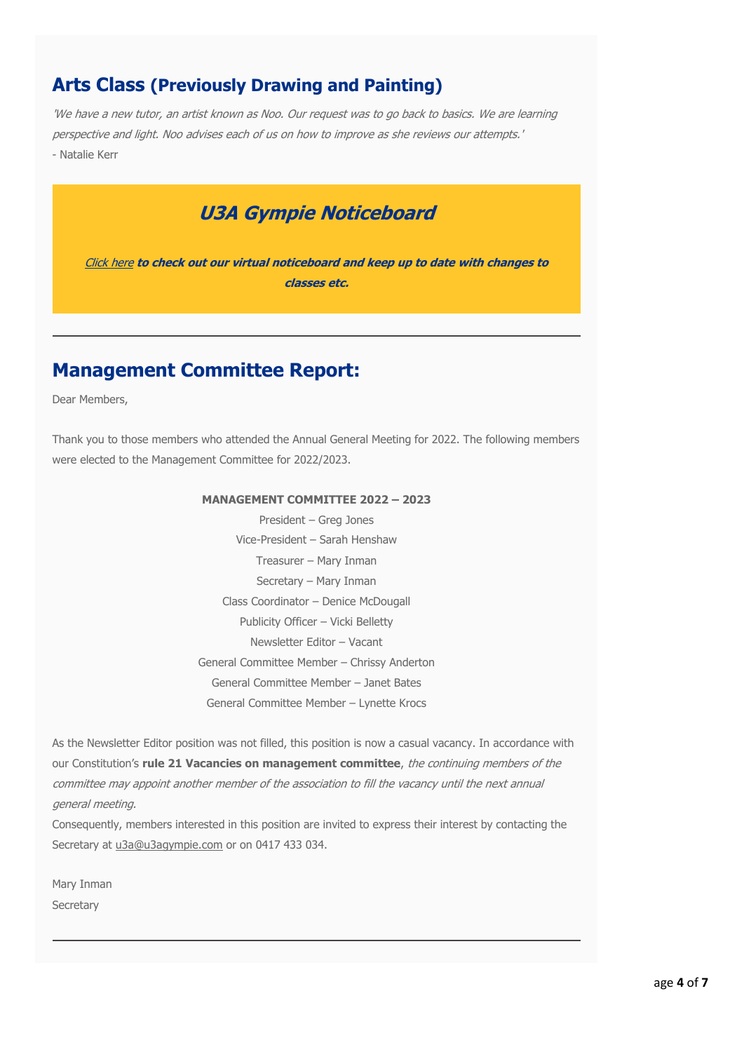## Arts Class (Previously Drawing and Painting)

*'We have a new tutor, an artist known as Noo. Our request was to go back to basics. We are learning perspective and light. Noo advises each of us on how to improve as she reviews our attempts.'*
- Natalie Kerr

## *U3A Gympie Noticeboard*

***Click here** to check out our virtual noticeboard and keep up to date with changes to classes etc.*

---

## Management Committee Report:

Dear Members,

Thank you to those members who attended the Annual General Meeting for 2022. The following members were elected to the Management Committee for 2022/2023.

**MANAGEMENT COMMITTEE 2022 – 2023**

President – Greg Jones
Vice-President – Sarah Henshaw
Treasurer – Mary Inman
Secretary – Mary Inman
Class Coordinator – Denice McDougall
Publicity Officer – Vicki Belletty
Newsletter Editor – Vacant
General Committee Member – Chrissy Anderton
General Committee Member – Janet Bates
General Committee Member – Lynette Krocs

As the Newsletter Editor position was not filled, this position is now a casual vacancy. In accordance with our Constitution's **rule 21 Vacancies on management committee**, *the continuing members of the committee may appoint another member of the association to fill the vacancy until the next annual general meeting.*
Consequently, members interested in this position are invited to express their interest by contacting the Secretary at u3a@u3agympie.com or on 0417 433 034.

Mary Inman
Secretary

---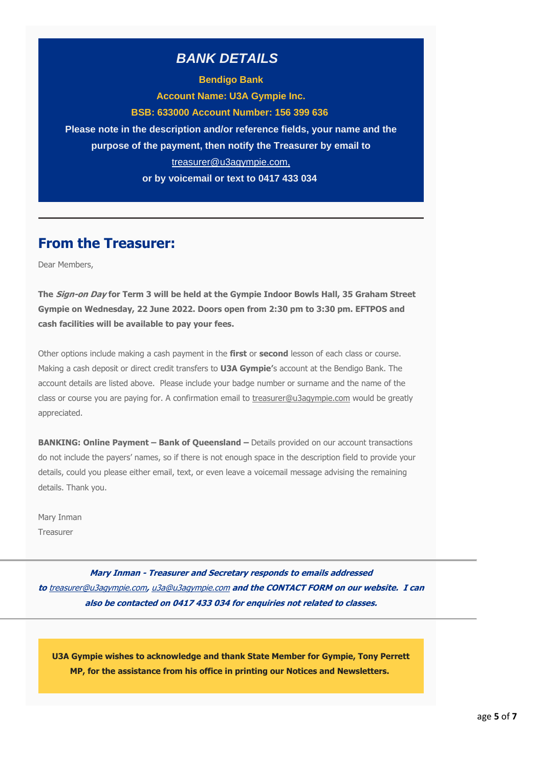## *BANK DETAILS*

**Bendigo Bank**

**Account Name: U3A Gympie Inc.**

**BSB: 633000 Account Number: 156 399 636**

**Please note in the description and/or reference fields, your name and the purpose of the payment, then notify the Treasurer by email to**

treasurer@u3agympie.com,

**or by voicemail or text to 0417 433 034**

---

## From the Treasurer:

Dear Members,

**The *Sign-on Day* for Term 3 will be held at the Gympie Indoor Bowls Hall, 35 Graham Street Gympie on Wednesday, 22 June 2022. Doors open from 2:30 pm to 3:30 pm. EFTPOS and cash facilities will be available to pay your fees.**

Other options include making a cash payment in the **first** or **second** lesson of each class or course. Making a cash deposit or direct credit transfers to **U3A Gympie**'s account at the Bendigo Bank. The account details are listed above. Please include your badge number or surname and the name of the class or course you are paying for. A confirmation email to treasurer@u3agympie.com would be greatly appreciated.

**BANKING: Online Payment – Bank of Queensland –** Details provided on our account transactions do not include the payers' names, so if there is not enough space in the description field to provide your details, could you please either email, text, or even leave a voicemail message advising the remaining details. Thank you.

Mary Inman
Treasurer

---

***Mary Inman - Treasurer and Secretary responds to emails addressed to treasurer@u3agympie.com, u3a@u3agympie.com and the CONTACT FORM on our website. I can also be contacted on 0417 433 034 for enquiries not related to classes.***

---

**U3A Gympie wishes to acknowledge and thank State Member for Gympie, Tony Perrett MP, for the assistance from his office in printing our Notices and Newsletters.**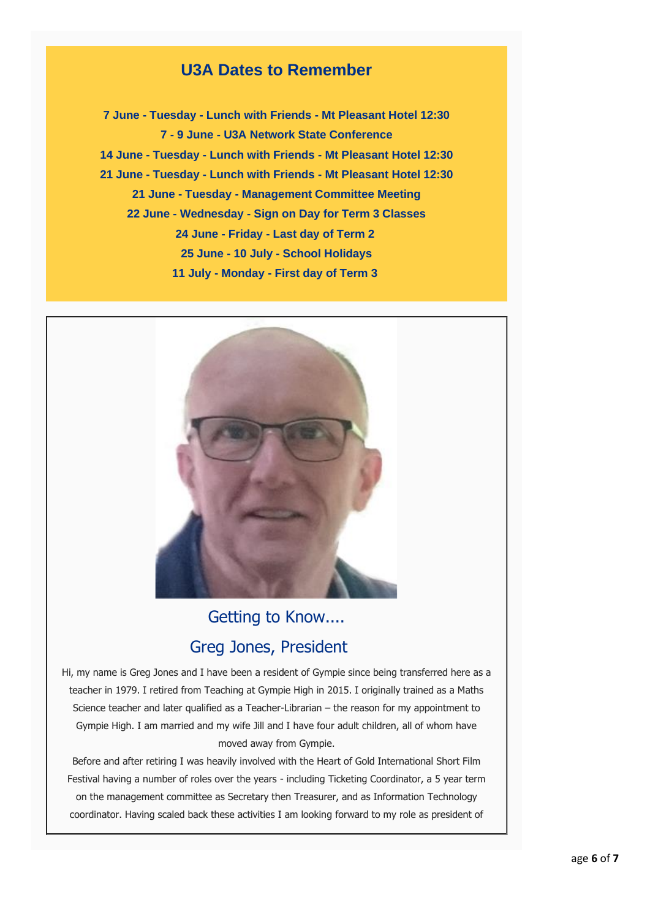## U3A Dates to Remember

**7 June - Tuesday - Lunch with Friends - Mt Pleasant Hotel 12:30**

**7 - 9 June - U3A Network State Conference**

**14 June - Tuesday - Lunch with Friends - Mt Pleasant Hotel 12:30**

**21 June - Tuesday - Lunch with Friends - Mt Pleasant Hotel 12:30**

**21 June - Tuesday - Management Committee Meeting**

**22 June - Wednesday - Sign on Day for Term 3 Classes**

**24 June - Friday - Last day of Term 2**

**25 June - 10 July - School Holidays**

**11 July - Monday - First day of Term 3**

## Getting to Know....

## Greg Jones, President

Hi, my name is Greg Jones and I have been a resident of Gympie since being transferred here as a teacher in 1979. I retired from Teaching at Gympie High in 2015. I originally trained as a Maths Science teacher and later qualified as a Teacher-Librarian – the reason for my appointment to Gympie High. I am married and my wife Jill and I have four adult children, all of whom have moved away from Gympie.

Before and after retiring I was heavily involved with the Heart of Gold International Short Film Festival having a number of roles over the years - including Ticketing Coordinator, a 5 year term on the management committee as Secretary then Treasurer, and as Information Technology coordinator. Having scaled back these activities I am looking forward to my role as president of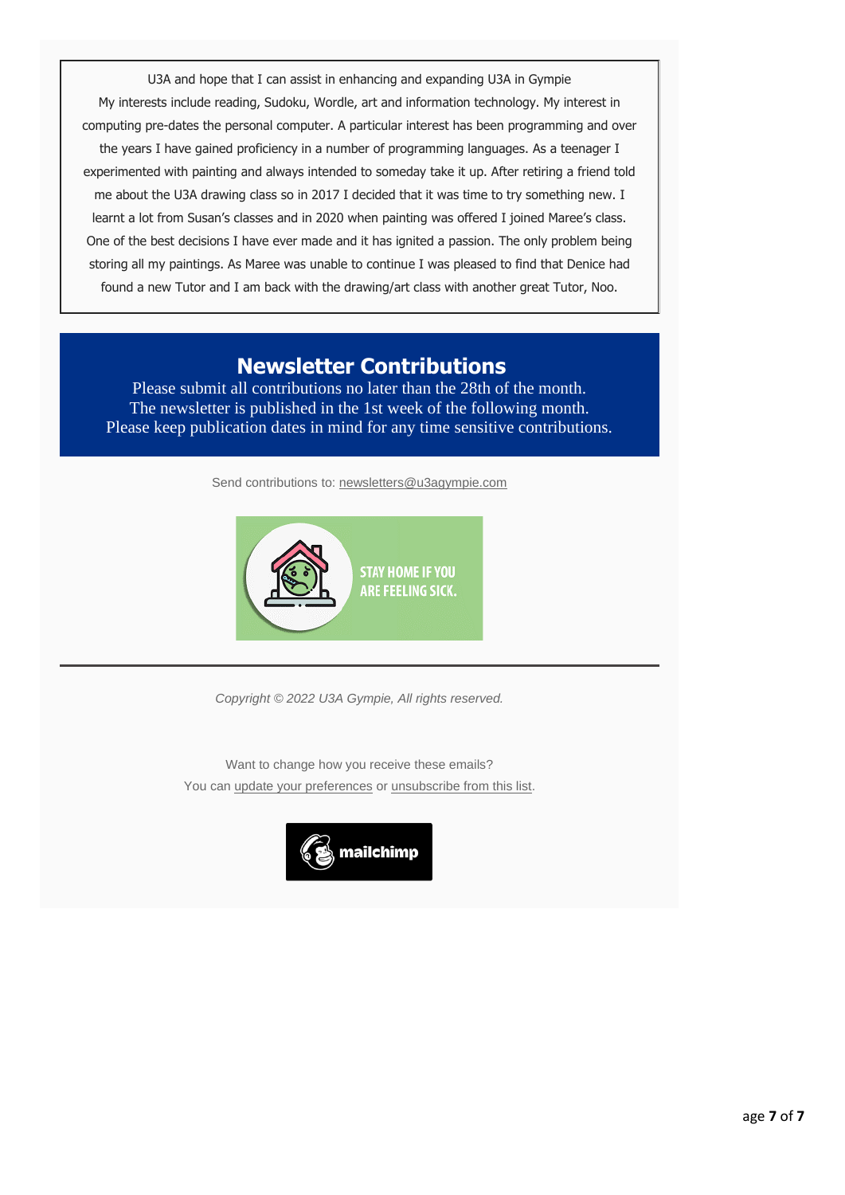U3A and hope that I can assist in enhancing and expanding U3A in Gympie
My interests include reading, Sudoku, Wordle, art and information technology. My interest in computing pre-dates the personal computer. A particular interest has been programming and over the years I have gained proficiency in a number of programming languages. As a teenager I experimented with painting and always intended to someday take it up. After retiring a friend told me about the U3A drawing class so in 2017 I decided that it was time to try something new. I learnt a lot from Susan's classes and in 2020 when painting was offered I joined Maree's class. One of the best decisions I have ever made and it has ignited a passion. The only problem being storing all my paintings. As Maree was unable to continue I was pleased to find that Denice had found a new Tutor and I am back with the drawing/art class with another great Tutor, Noo.

## Newsletter Contributions

Please submit all contributions no later than the 28th of the month.
The newsletter is published in the 1st week of the following month.
Please keep publication dates in mind for any time sensitive contributions.

Send contributions to: newsletters@u3agympie.com

STAY HOME IF YOU ARE FEELING SICK.

---

*Copyright © 2022 U3A Gympie, All rights reserved.*

Want to change how you receive these emails?
You can update your preferences or unsubscribe from this list.

mailchimp